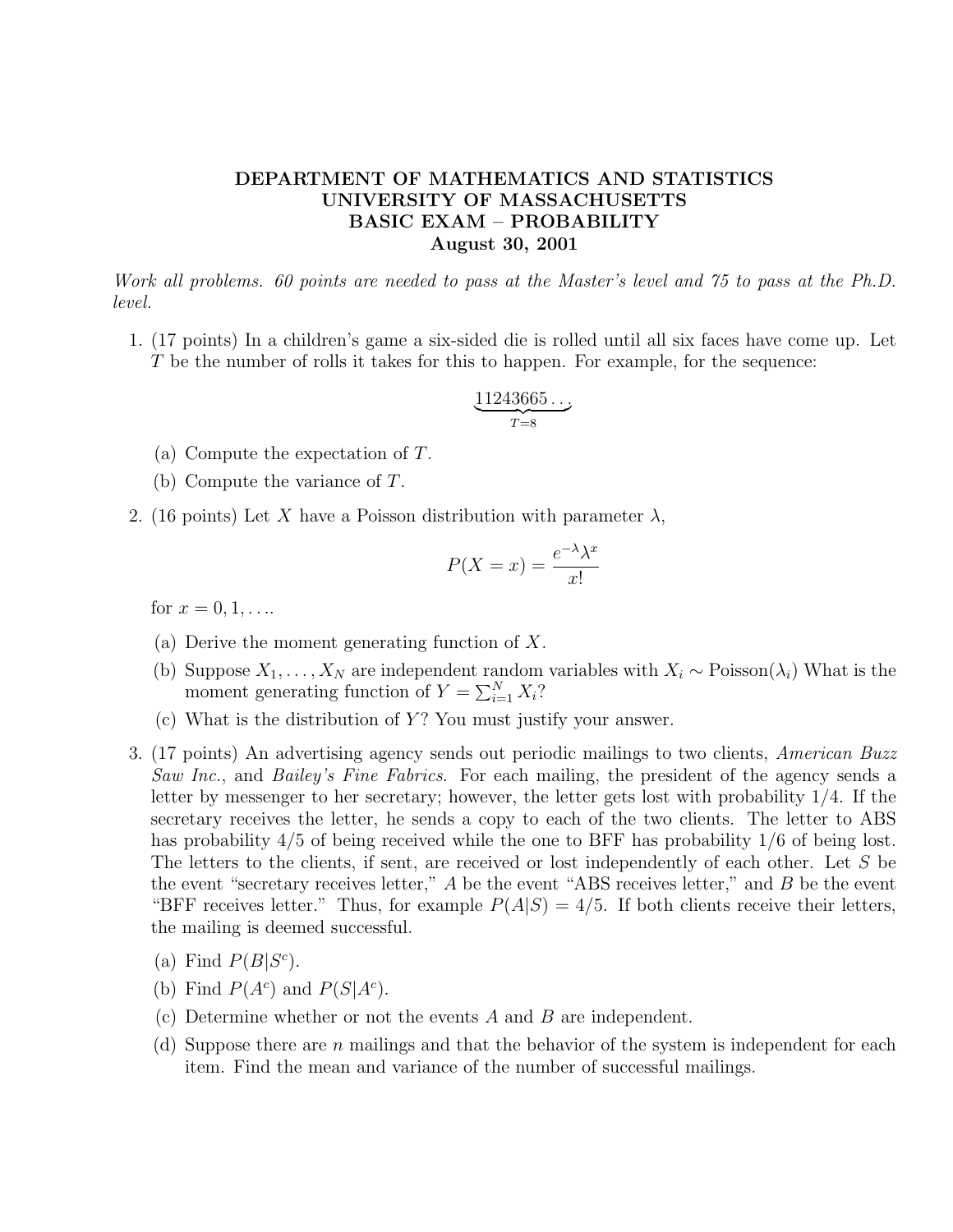# DEPARTMENT OF MATHEMATICS AND STATISTICS
# UNIVERSITY OF MASSACHUSETTS
# BASIC EXAM – PROBABILITY
# August 30, 2001

*Work all problems. 60 points are needed to pass at the Master's level and 75 to pass at the Ph.D. level.*

1. (17 points) In a children's game a six-sided die is rolled until all six faces have come up. Let $T$ be the number of rolls it takes for this to happen. For example, for the sequence:

$$\underbrace{11243665\ldots}_{T=8}$$

   (a) Compute the expectation of $T$.

   (b) Compute the variance of $T$.

2. (16 points) Let $X$ have a Poisson distribution with parameter $\lambda$,

$$P(X = x) = \frac{e^{-\lambda}\lambda^x}{x!}$$

   for $x = 0, 1, \ldots$.

   (a) Derive the moment generating function of $X$.

   (b) Suppose $X_1, \ldots, X_N$ are independent random variables with $X_i \sim \text{Poisson}(\lambda_i)$ What is the moment generating function of $Y = \sum_{i=1}^{N} X_i$?

   (c) What is the distribution of $Y$? You must justify your answer.

3. (17 points) An advertising agency sends out periodic mailings to two clients, *American Buzz Saw Inc.*, and *Bailey's Fine Fabrics*. For each mailing, the president of the agency sends a letter by messenger to her secretary; however, the letter gets lost with probability 1/4. If the secretary receives the letter, he sends a copy to each of the two clients. The letter to ABS has probability 4/5 of being received while the one to BFF has probability 1/6 of being lost. The letters to the clients, if sent, are received or lost independently of each other. Let $S$ be the event "secretary receives letter," $A$ be the event "ABS receives letter," and $B$ be the event "BFF receives letter." Thus, for example $P(A|S) = 4/5$. If both clients receive their letters, the mailing is deemed successful.

   (a) Find $P(B|S^c)$.

   (b) Find $P(A^c)$ and $P(S|A^c)$.

   (c) Determine whether or not the events $A$ and $B$ are independent.

   (d) Suppose there are $n$ mailings and that the behavior of the system is independent for each item. Find the mean and variance of the number of successful mailings.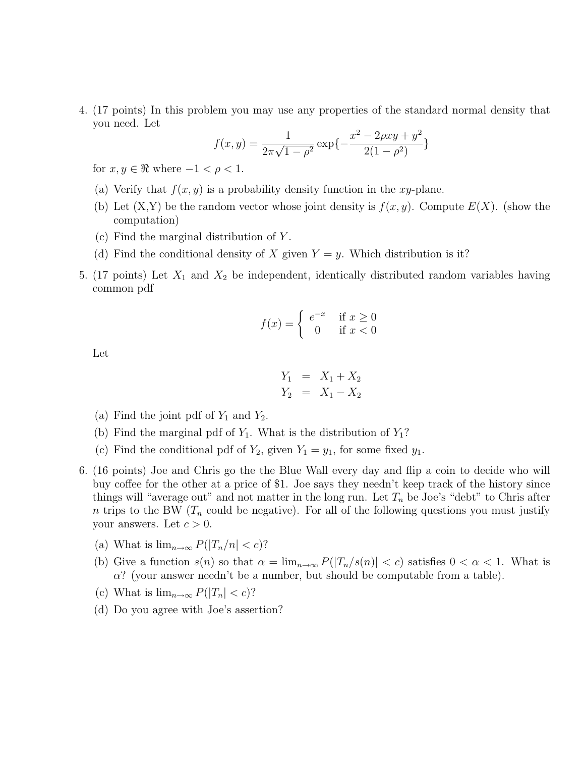4. (17 points) In this problem you may use any properties of the standard normal density that you need. Let

$$f(x,y) = \frac{1}{2\pi\sqrt{1-\rho^2}} \exp\{-\frac{x^2 - 2\rho xy + y^2}{2(1-\rho^2)}\}$$

for $x, y \in \Re$ where $-1 < \rho < 1$.

   (a) Verify that $f(x,y)$ is a probability density function in the $xy$-plane.

   (b) Let (X,Y) be the random vector whose joint density is $f(x,y)$. Compute $E(X)$. (show the computation)

   (c) Find the marginal distribution of $Y$.

   (d) Find the conditional density of $X$ given $Y = y$. Which distribution is it?

5. (17 points) Let $X_1$ and $X_2$ be independent, identically distributed random variables having common pdf

$$f(x) = \begin{cases} e^{-x} & \text{if } x \geq 0 \\ 0 & \text{if } x < 0 \end{cases}$$

Let

$$\begin{aligned} Y_1 &= X_1 + X_2 \\ Y_2 &= X_1 - X_2 \end{aligned}$$

   (a) Find the joint pdf of $Y_1$ and $Y_2$.

   (b) Find the marginal pdf of $Y_1$. What is the distribution of $Y_1$?

   (c) Find the conditional pdf of $Y_2$, given $Y_1 = y_1$, for some fixed $y_1$.

6. (16 points) Joe and Chris go the the Blue Wall every day and flip a coin to decide who will buy coffee for the other at a price of \$1. Joe says they needn't keep track of the history since things will "average out" and not matter in the long run. Let $T_n$ be Joe's "debt" to Chris after $n$ trips to the BW ($T_n$ could be negative). For all of the following questions you must justify your answers. Let $c > 0$.

   (a) What is $\lim_{n\to\infty} P(|T_n/n| < c)$?

   (b) Give a function $s(n)$ so that $\alpha = \lim_{n\to\infty} P(|T_n/s(n)| < c)$ satisfies $0 < \alpha < 1$. What is $\alpha$? (your answer needn't be a number, but should be computable from a table).

   (c) What is $\lim_{n\to\infty} P(|T_n| < c)$?

   (d) Do you agree with Joe's assertion?